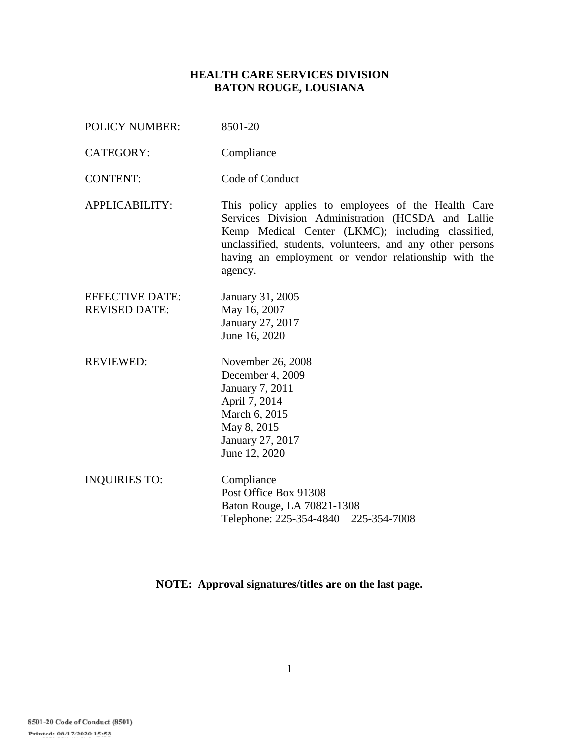**HEALTH CARE SERVICES DIVISION**
**BATON ROUGE, LOUSIANA**

| | |
|---|---|
| POLICY NUMBER: | 8501-20 |
| CATEGORY: | Compliance |
| CONTENT: | Code of Conduct |
| APPLICABILITY: | This policy applies to employees of the Health Care Services Division Administration (HCSDA and Lallie Kemp Medical Center (LKMC); including classified, unclassified, students, volunteers, and any other persons having an employment or vendor relationship with the agency. |
| EFFECTIVE DATE: | January 31, 2005 |
| REVISED DATE: | May 16, 2007<br>January 27, 2017<br>June 16, 2020 |
| REVIEWED: | November 26, 2008<br>December 4, 2009<br>January 7, 2011<br>April 7, 2014<br>March 6, 2015<br>May 8, 2015<br>January 27, 2017<br>June 12, 2020 |
| INQUIRIES TO: | Compliance<br>Post Office Box 91308<br>Baton Rouge, LA 70821-1308<br>Telephone: 225-354-4840 225-354-7008 |

**NOTE: Approval signatures/titles are on the last page.**

8501-20 Code of Conduct (8501)
Printed: 08/17/2020 15:53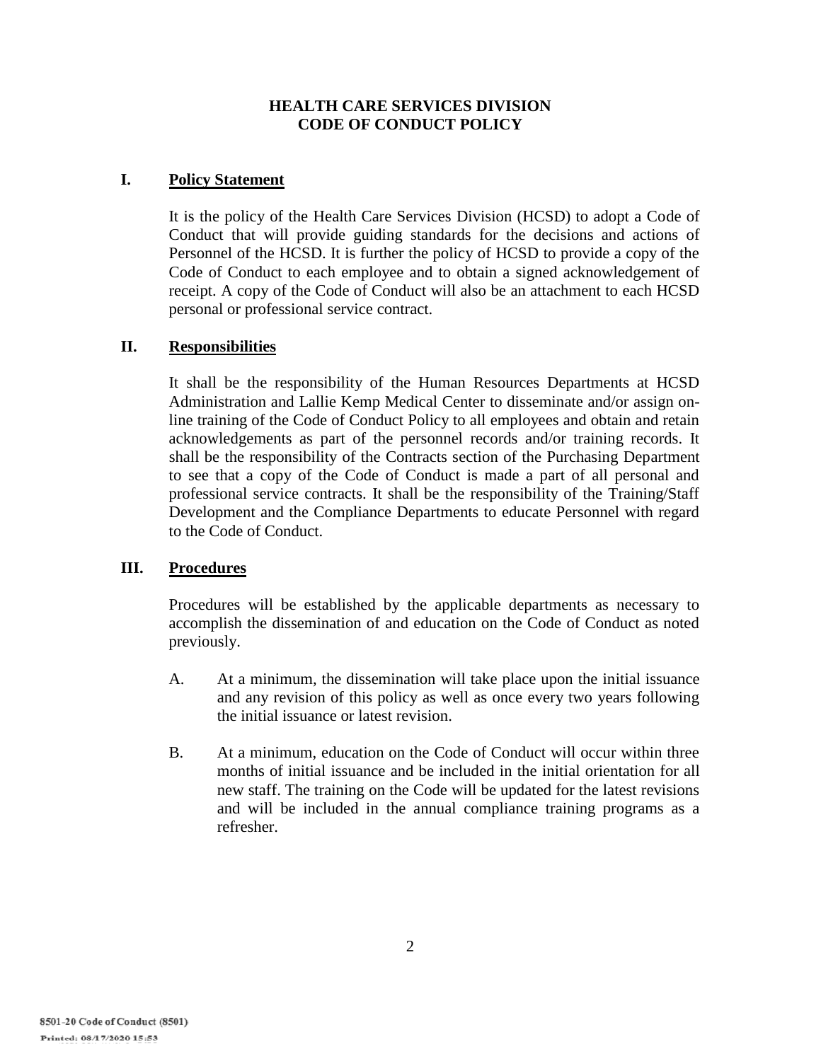**HEALTH CARE SERVICES DIVISION**
**CODE OF CONDUCT POLICY**

## I. Policy Statement

It is the policy of the Health Care Services Division (HCSD) to adopt a Code of Conduct that will provide guiding standards for the decisions and actions of Personnel of the HCSD. It is further the policy of HCSD to provide a copy of the Code of Conduct to each employee and to obtain a signed acknowledgement of receipt. A copy of the Code of Conduct will also be an attachment to each HCSD personal or professional service contract.

## II. Responsibilities

It shall be the responsibility of the Human Resources Departments at HCSD Administration and Lallie Kemp Medical Center to disseminate and/or assign on-line training of the Code of Conduct Policy to all employees and obtain and retain acknowledgements as part of the personnel records and/or training records. It shall be the responsibility of the Contracts section of the Purchasing Department to see that a copy of the Code of Conduct is made a part of all personal and professional service contracts. It shall be the responsibility of the Training/Staff Development and the Compliance Departments to educate Personnel with regard to the Code of Conduct.

## III. Procedures

Procedures will be established by the applicable departments as necessary to accomplish the dissemination of and education on the Code of Conduct as noted previously.

A. At a minimum, the dissemination will take place upon the initial issuance and any revision of this policy as well as once every two years following the initial issuance or latest revision.

B. At a minimum, education on the Code of Conduct will occur within three months of initial issuance and be included in the initial orientation for all new staff. The training on the Code will be updated for the latest revisions and will be included in the annual compliance training programs as a refresher.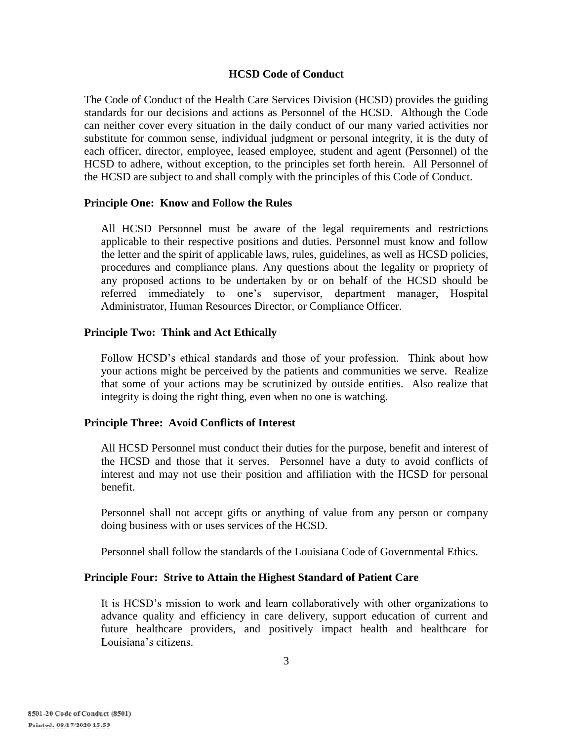# HCSD Code of Conduct

The Code of Conduct of the Health Care Services Division (HCSD) provides the guiding standards for our decisions and actions as Personnel of the HCSD. Although the Code can neither cover every situation in the daily conduct of our many varied activities nor substitute for common sense, individual judgment or personal integrity, it is the duty of each officer, director, employee, leased employee, student and agent (Personnel) of the HCSD to adhere, without exception, to the principles set forth herein. All Personnel of the HCSD are subject to and shall comply with the principles of this Code of Conduct.

## Principle One: Know and Follow the Rules

All HCSD Personnel must be aware of the legal requirements and restrictions applicable to their respective positions and duties. Personnel must know and follow the letter and the spirit of applicable laws, rules, guidelines, as well as HCSD policies, procedures and compliance plans. Any questions about the legality or propriety of any proposed actions to be undertaken by or on behalf of the HCSD should be referred immediately to one's supervisor, department manager, Hospital Administrator, Human Resources Director, or Compliance Officer.

## Principle Two: Think and Act Ethically

Follow HCSD's ethical standards and those of your profession. Think about how your actions might be perceived by the patients and communities we serve. Realize that some of your actions may be scrutinized by outside entities. Also realize that integrity is doing the right thing, even when no one is watching.

## Principle Three: Avoid Conflicts of Interest

All HCSD Personnel must conduct their duties for the purpose, benefit and interest of the HCSD and those that it serves. Personnel have a duty to avoid conflicts of interest and may not use their position and affiliation with the HCSD for personal benefit.

Personnel shall not accept gifts or anything of value from any person or company doing business with or uses services of the HCSD.

Personnel shall follow the standards of the Louisiana Code of Governmental Ethics.

## Principle Four: Strive to Attain the Highest Standard of Patient Care

It is HCSD's mission to work and learn collaboratively with other organizations to advance quality and efficiency in care delivery, support education of current and future healthcare providers, and positively impact health and healthcare for Louisiana's citizens.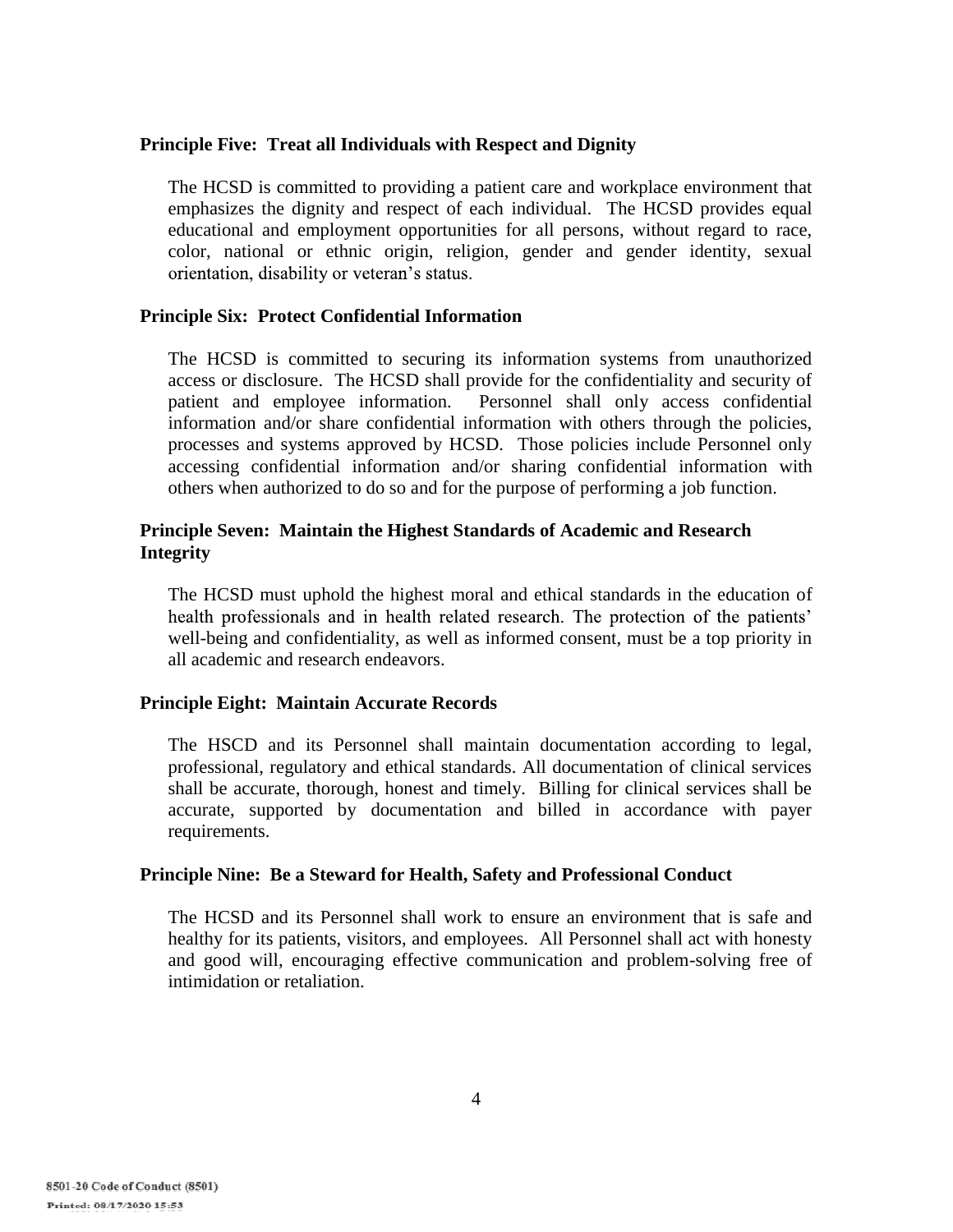**Principle Five: Treat all Individuals with Respect and Dignity**

The HCSD is committed to providing a patient care and workplace environment that emphasizes the dignity and respect of each individual. The HCSD provides equal educational and employment opportunities for all persons, without regard to race, color, national or ethnic origin, religion, gender and gender identity, sexual orientation, disability or veteran's status.

**Principle Six: Protect Confidential Information**

The HCSD is committed to securing its information systems from unauthorized access or disclosure. The HCSD shall provide for the confidentiality and security of patient and employee information. Personnel shall only access confidential information and/or share confidential information with others through the policies, processes and systems approved by HCSD. Those policies include Personnel only accessing confidential information and/or sharing confidential information with others when authorized to do so and for the purpose of performing a job function.

**Principle Seven: Maintain the Highest Standards of Academic and Research Integrity**

The HCSD must uphold the highest moral and ethical standards in the education of health professionals and in health related research. The protection of the patients' well-being and confidentiality, as well as informed consent, must be a top priority in all academic and research endeavors.

**Principle Eight: Maintain Accurate Records**

The HSCD and its Personnel shall maintain documentation according to legal, professional, regulatory and ethical standards. All documentation of clinical services shall be accurate, thorough, honest and timely. Billing for clinical services shall be accurate, supported by documentation and billed in accordance with payer requirements.

**Principle Nine: Be a Steward for Health, Safety and Professional Conduct**

The HCSD and its Personnel shall work to ensure an environment that is safe and healthy for its patients, visitors, and employees. All Personnel shall act with honesty and good will, encouraging effective communication and problem-solving free of intimidation or retaliation.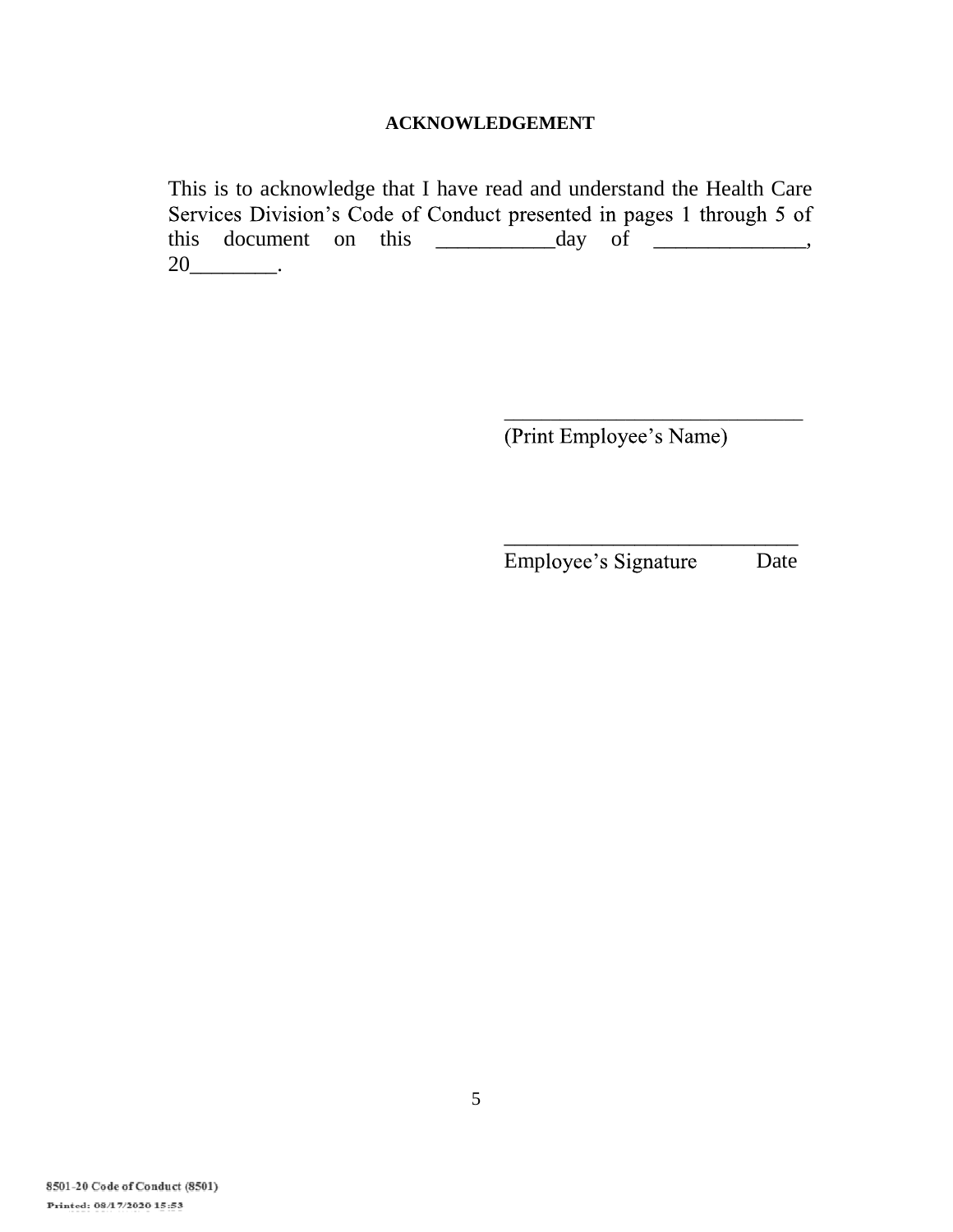**ACKNOWLEDGEMENT**

This is to acknowledge that I have read and understand the Health Care Services Division's Code of Conduct presented in pages 1 through 5 of this document on this ___________day of ______________, 20________.

_____________________________
(Print Employee's Name)

_____________________________
Employee's Signature          Date

8501-20 Code of Conduct (8501)
Printed: 08/17/2020 15:53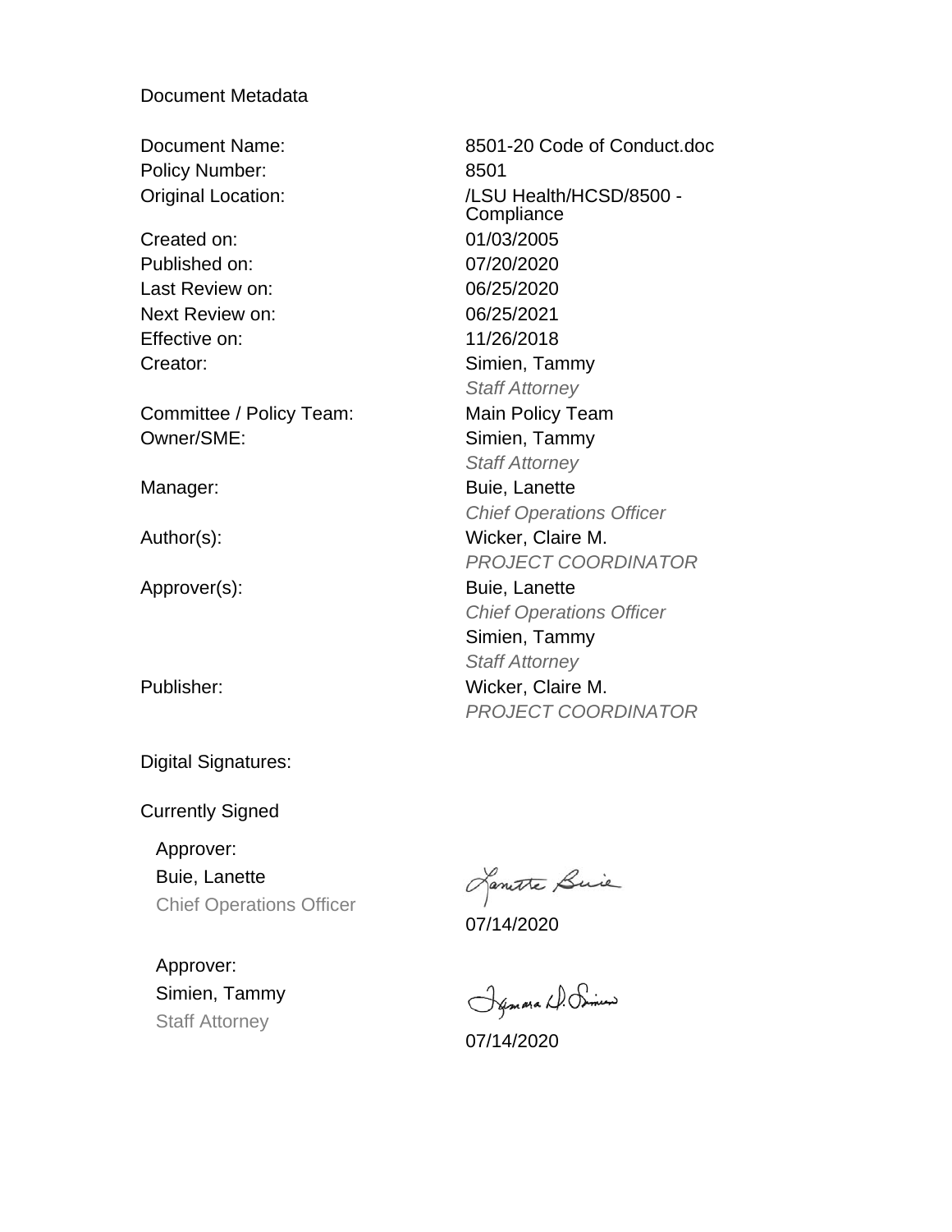Document Metadata

| | |
|---|---|
| Document Name: | 8501-20 Code of Conduct.doc |
| Policy Number: | 8501 |
| Original Location: | /LSU Health/HCSD/8500 - Compliance |
| Created on: | 01/03/2005 |
| Published on: | 07/20/2020 |
| Last Review on: | 06/25/2020 |
| Next Review on: | 06/25/2021 |
| Effective on: | 11/26/2018 |
| Creator: | Simien, Tammy<br>*Staff Attorney* |
| Committee / Policy Team: | Main Policy Team |
| Owner/SME: | Simien, Tammy<br>*Staff Attorney* |
| Manager: | Buie, Lanette<br>*Chief Operations Officer* |
| Author(s): | Wicker, Claire M.<br>*PROJECT COORDINATOR* |
| Approver(s): | Buie, Lanette<br>*Chief Operations Officer*<br>Simien, Tammy<br>*Staff Attorney* |
| Publisher: | Wicker, Claire M.<br>*PROJECT COORDINATOR* |

Digital Signatures:

Currently Signed

Approver:
Buie, Lanette
Chief Operations Officer

07/14/2020

Approver:
Simien, Tammy
Staff Attorney

07/14/2020